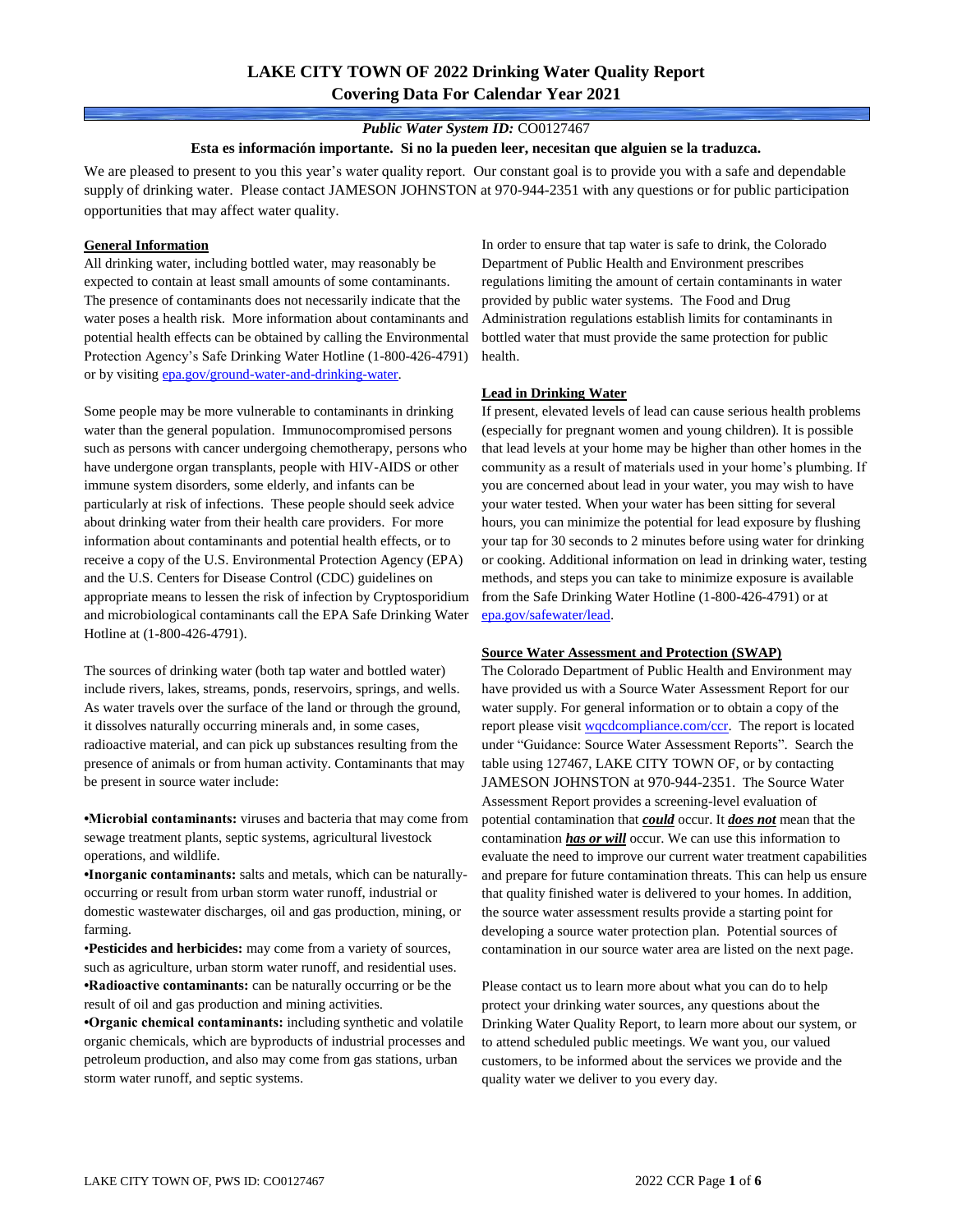# LAKE CITY TOWN OF 2022 Drinking Water Quality Report
## Covering Data For Calendar Year 2021

***Public Water System ID:*** CO0127467

**Esta es información importante. Si no la pueden leer, necesitan que alguien se la traduzca.**

We are pleased to present to you this year's water quality report. Our constant goal is to provide you with a safe and dependable supply of drinking water. Please contact JAMESON JOHNSTON at 970-944-2351 with any questions or for public participation opportunities that may affect water quality.

### General Information

All drinking water, including bottled water, may reasonably be expected to contain at least small amounts of some contaminants. The presence of contaminants does not necessarily indicate that the water poses a health risk. More information about contaminants and potential health effects can be obtained by calling the Environmental Protection Agency's Safe Drinking Water Hotline (1-800-426-4791) or by visiting epa.gov/ground-water-and-drinking-water.

Some people may be more vulnerable to contaminants in drinking water than the general population. Immunocompromised persons such as persons with cancer undergoing chemotherapy, persons who have undergone organ transplants, people with HIV-AIDS or other immune system disorders, some elderly, and infants can be particularly at risk of infections. These people should seek advice about drinking water from their health care providers. For more information about contaminants and potential health effects, or to receive a copy of the U.S. Environmental Protection Agency (EPA) and the U.S. Centers for Disease Control (CDC) guidelines on appropriate means to lessen the risk of infection by Cryptosporidium and microbiological contaminants call the EPA Safe Drinking Water Hotline at (1-800-426-4791).

The sources of drinking water (both tap water and bottled water) include rivers, lakes, streams, ponds, reservoirs, springs, and wells. As water travels over the surface of the land or through the ground, it dissolves naturally occurring minerals and, in some cases, radioactive material, and can pick up substances resulting from the presence of animals or from human activity. Contaminants that may be present in source water include:

- **Microbial contaminants:** viruses and bacteria that may come from sewage treatment plants, septic systems, agricultural livestock operations, and wildlife.
- **Inorganic contaminants:** salts and metals, which can be naturally-occurring or result from urban storm water runoff, industrial or domestic wastewater discharges, oil and gas production, mining, or farming.
- **Pesticides and herbicides:** may come from a variety of sources, such as agriculture, urban storm water runoff, and residential uses.
- **Radioactive contaminants:** can be naturally occurring or be the result of oil and gas production and mining activities.
- **Organic chemical contaminants:** including synthetic and volatile organic chemicals, which are byproducts of industrial processes and petroleum production, and also may come from gas stations, urban storm water runoff, and septic systems.

In order to ensure that tap water is safe to drink, the Colorado Department of Public Health and Environment prescribes regulations limiting the amount of certain contaminants in water provided by public water systems. The Food and Drug Administration regulations establish limits for contaminants in bottled water that must provide the same protection for public health.

### Lead in Drinking Water

If present, elevated levels of lead can cause serious health problems (especially for pregnant women and young children). It is possible that lead levels at your home may be higher than other homes in the community as a result of materials used in your home's plumbing. If you are concerned about lead in your water, you may wish to have your water tested. When your water has been sitting for several hours, you can minimize the potential for lead exposure by flushing your tap for 30 seconds to 2 minutes before using water for drinking or cooking. Additional information on lead in drinking water, testing methods, and steps you can take to minimize exposure is available from the Safe Drinking Water Hotline (1-800-426-4791) or at epa.gov/safewater/lead.

### Source Water Assessment and Protection (SWAP)

The Colorado Department of Public Health and Environment may have provided us with a Source Water Assessment Report for our water supply. For general information or to obtain a copy of the report please visit wqcdcompliance.com/ccr. The report is located under "Guidance: Source Water Assessment Reports". Search the table using 127467, LAKE CITY TOWN OF, or by contacting JAMESON JOHNSTON at 970-944-2351. The Source Water Assessment Report provides a screening-level evaluation of potential contamination that ***could*** occur. It ***does not*** mean that the contamination ***has or will*** occur. We can use this information to evaluate the need to improve our current water treatment capabilities and prepare for future contamination threats. This can help us ensure that quality finished water is delivered to your homes. In addition, the source water assessment results provide a starting point for developing a source water protection plan. Potential sources of contamination in our source water area are listed on the next page.

Please contact us to learn more about what you can do to help protect your drinking water sources, any questions about the Drinking Water Quality Report, to learn more about our system, or to attend scheduled public meetings. We want you, our valued customers, to be informed about the services we provide and the quality water we deliver to you every day.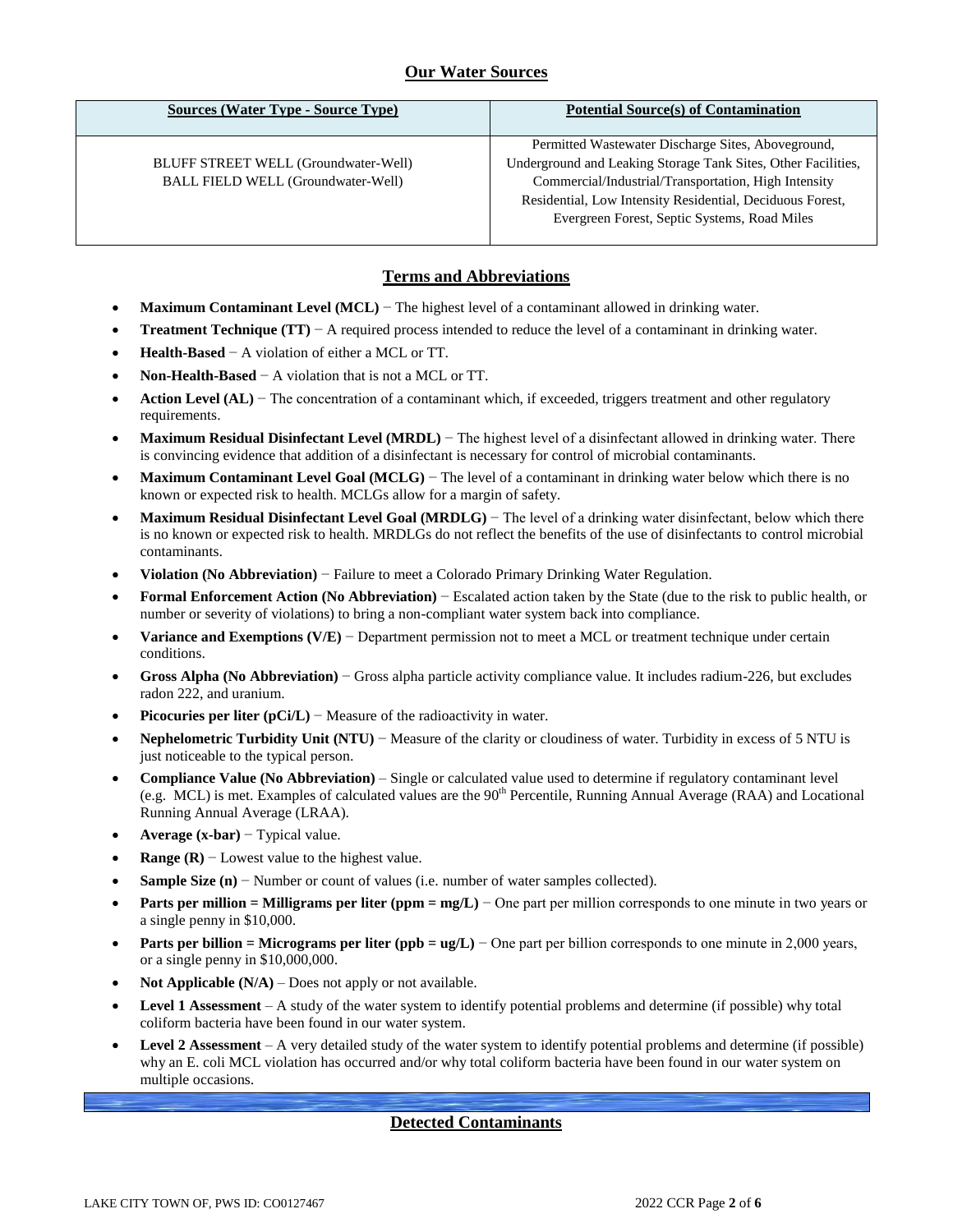## Our Water Sources

| Sources (Water Type - Source Type) | Potential Source(s) of Contamination |
|---|---|
| BLUFF STREET WELL (Groundwater-Well)<br>BALL FIELD WELL (Groundwater-Well) | Permitted Wastewater Discharge Sites, Aboveground, Underground and Leaking Storage Tank Sites, Other Facilities, Commercial/Industrial/Transportation, High Intensity Residential, Low Intensity Residential, Deciduous Forest, Evergreen Forest, Septic Systems, Road Miles |

## Terms and Abbreviations

- **Maximum Contaminant Level (MCL)** − The highest level of a contaminant allowed in drinking water.
- **Treatment Technique (TT)** − A required process intended to reduce the level of a contaminant in drinking water.
- **Health-Based** − A violation of either a MCL or TT.
- **Non-Health-Based** − A violation that is not a MCL or TT.
- **Action Level (AL)** − The concentration of a contaminant which, if exceeded, triggers treatment and other regulatory requirements.
- **Maximum Residual Disinfectant Level (MRDL)** − The highest level of a disinfectant allowed in drinking water. There is convincing evidence that addition of a disinfectant is necessary for control of microbial contaminants.
- **Maximum Contaminant Level Goal (MCLG)** − The level of a contaminant in drinking water below which there is no known or expected risk to health. MCLGs allow for a margin of safety.
- **Maximum Residual Disinfectant Level Goal (MRDLG)** − The level of a drinking water disinfectant, below which there is no known or expected risk to health. MRDLGs do not reflect the benefits of the use of disinfectants to control microbial contaminants.
- **Violation (No Abbreviation)** − Failure to meet a Colorado Primary Drinking Water Regulation.
- **Formal Enforcement Action (No Abbreviation)** − Escalated action taken by the State (due to the risk to public health, or number or severity of violations) to bring a non-compliant water system back into compliance.
- **Variance and Exemptions (V/E)** − Department permission not to meet a MCL or treatment technique under certain conditions.
- **Gross Alpha (No Abbreviation)** − Gross alpha particle activity compliance value. It includes radium-226, but excludes radon 222, and uranium.
- **Picocuries per liter (pCi/L)** − Measure of the radioactivity in water.
- **Nephelometric Turbidity Unit (NTU)** − Measure of the clarity or cloudiness of water. Turbidity in excess of 5 NTU is just noticeable to the typical person.
- **Compliance Value (No Abbreviation)** – Single or calculated value used to determine if regulatory contaminant level (e.g. MCL) is met. Examples of calculated values are the 90th Percentile, Running Annual Average (RAA) and Locational Running Annual Average (LRAA).
- **Average (x-bar)** − Typical value.
- **Range (R)** − Lowest value to the highest value.
- **Sample Size (n)** − Number or count of values (i.e. number of water samples collected).
- **Parts per million = Milligrams per liter (ppm = mg/L)** − One part per million corresponds to one minute in two years or a single penny in $10,000.
- **Parts per billion = Micrograms per liter (ppb = ug/L)** − One part per billion corresponds to one minute in 2,000 years, or a single penny in $10,000,000.
- **Not Applicable (N/A)** – Does not apply or not available.
- **Level 1 Assessment** – A study of the water system to identify potential problems and determine (if possible) why total coliform bacteria have been found in our water system.
- **Level 2 Assessment** – A very detailed study of the water system to identify potential problems and determine (if possible) why an E. coli MCL violation has occurred and/or why total coliform bacteria have been found in our water system on multiple occasions.

## Detected Contaminants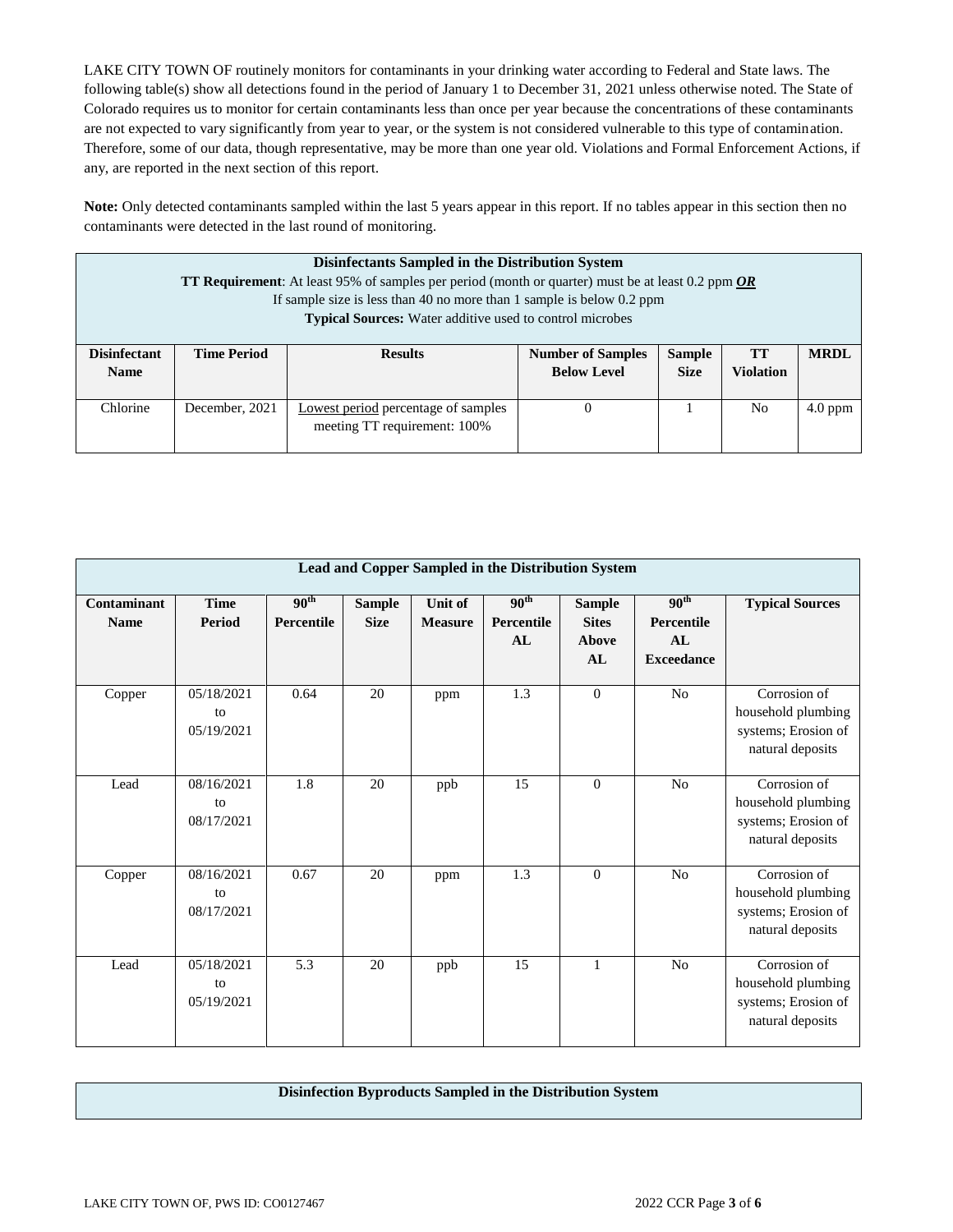LAKE CITY TOWN OF routinely monitors for contaminants in your drinking water according to Federal and State laws. The following table(s) show all detections found in the period of January 1 to December 31, 2021 unless otherwise noted. The State of Colorado requires us to monitor for certain contaminants less than once per year because the concentrations of these contaminants are not expected to vary significantly from year to year, or the system is not considered vulnerable to this type of contamination. Therefore, some of our data, though representative, may be more than one year old. Violations and Formal Enforcement Actions, if any, are reported in the next section of this report.

**Note:** Only detected contaminants sampled within the last 5 years appear in this report. If no tables appear in this section then no contaminants were detected in the last round of monitoring.

**Disinfectants Sampled in the Distribution System**

**TT Requirement**: At least 95% of samples per period (month or quarter) must be at least 0.2 ppm ***OR***
If sample size is less than 40 no more than 1 sample is below 0.2 ppm
**Typical Sources:** Water additive used to control microbes

| Disinfectant Name | Time Period | Results | Number of Samples Below Level | Sample Size | TT Violation | MRDL |
|---|---|---|---|---|---|---|
| Chlorine | December, 2021 | Lowest period percentage of samples meeting TT requirement: 100% | 0 | 1 | No | 4.0 ppm |

**Lead and Copper Sampled in the Distribution System**

| Contaminant Name | Time Period | 90th Percentile | Sample Size | Unit of Measure | 90th Percentile AL | Sample Sites Above AL | 90th Percentile AL Exceedance | Typical Sources |
|---|---|---|---|---|---|---|---|---|
| Copper | 05/18/2021 to 05/19/2021 | 0.64 | 20 | ppm | 1.3 | 0 | No | Corrosion of household plumbing systems; Erosion of natural deposits |
| Lead | 08/16/2021 to 08/17/2021 | 1.8 | 20 | ppb | 15 | 0 | No | Corrosion of household plumbing systems; Erosion of natural deposits |
| Copper | 08/16/2021 to 08/17/2021 | 0.67 | 20 | ppm | 1.3 | 0 | No | Corrosion of household plumbing systems; Erosion of natural deposits |
| Lead | 05/18/2021 to 05/19/2021 | 5.3 | 20 | ppb | 15 | 1 | No | Corrosion of household plumbing systems; Erosion of natural deposits |

**Disinfection Byproducts Sampled in the Distribution System**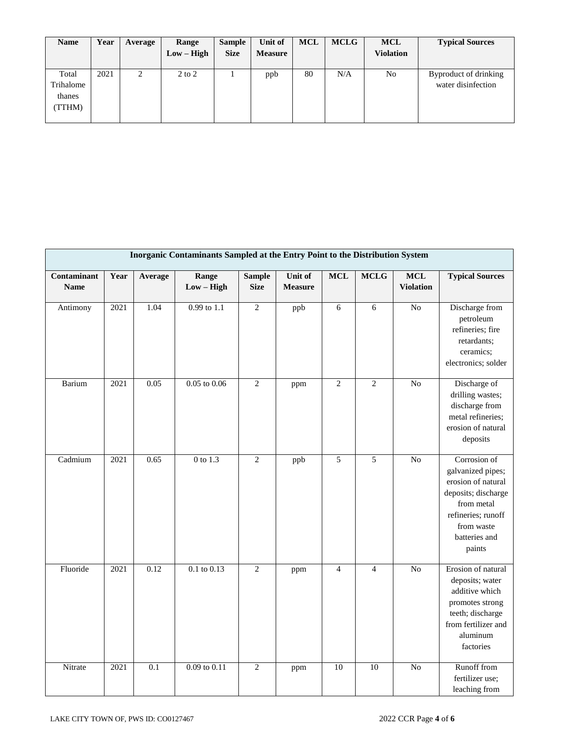| Name | Year | Average | Range Low – High | Sample Size | Unit of Measure | MCL | MCLG | MCL Violation | Typical Sources |
|---|---|---|---|---|---|---|---|---|---|
| Total Trihalomethanes (TTHM) | 2021 | 2 | 2 to 2 | 1 | ppb | 80 | N/A | No | Byproduct of drinking water disinfection |

| Inorganic Contaminants Sampled at the Entry Point to the Distribution System | | | | | | | | | |
|---|---|---|---|---|---|---|---|---|---|
| **Contaminant Name** | **Year** | **Average** | **Range Low – High** | **Sample Size** | **Unit of Measure** | **MCL** | **MCLG** | **MCL Violation** | **Typical Sources** |
| Antimony | 2021 | 1.04 | 0.99 to 1.1 | 2 | ppb | 6 | 6 | No | Discharge from petroleum refineries; fire retardants; ceramics; electronics; solder |
| Barium | 2021 | 0.05 | 0.05 to 0.06 | 2 | ppm | 2 | 2 | No | Discharge of drilling wastes; discharge from metal refineries; erosion of natural deposits |
| Cadmium | 2021 | 0.65 | 0 to 1.3 | 2 | ppb | 5 | 5 | No | Corrosion of galvanized pipes; erosion of natural deposits; discharge from metal refineries; runoff from waste batteries and paints |
| Fluoride | 2021 | 0.12 | 0.1 to 0.13 | 2 | ppm | 4 | 4 | No | Erosion of natural deposits; water additive which promotes strong teeth; discharge from fertilizer and aluminum factories |
| Nitrate | 2021 | 0.1 | 0.09 to 0.11 | 2 | ppm | 10 | 10 | No | Runoff from fertilizer use; leaching from |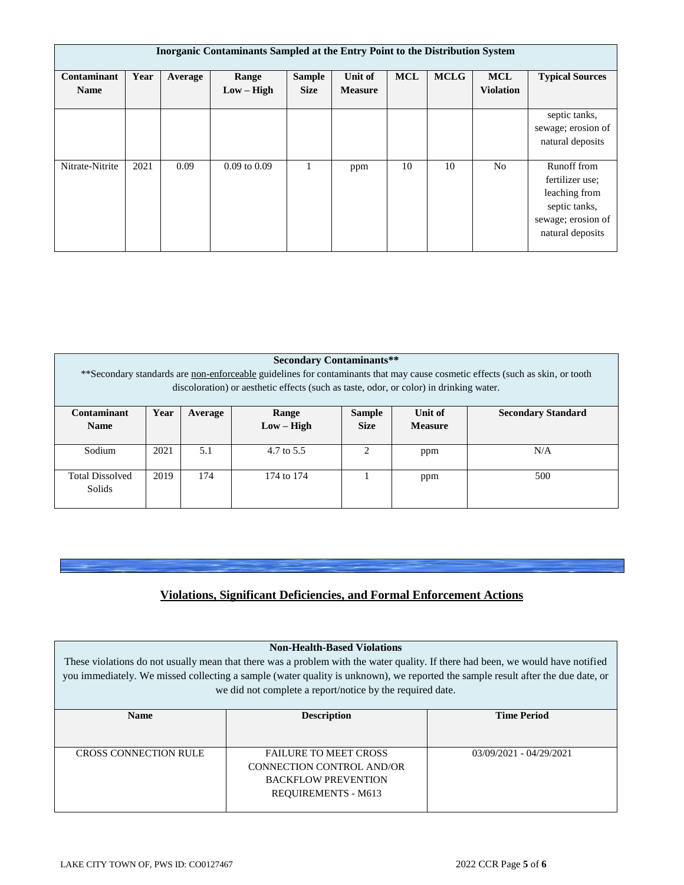| Inorganic Contaminants Sampled at the Entry Point to the Distribution System | | | | | | | | | |
|---|---|---|---|---|---|---|---|---|---|
| **Contaminant Name** | **Year** | **Average** | **Range Low – High** | **Sample Size** | **Unit of Measure** | **MCL** | **MCLG** | **MCL Violation** | **Typical Sources** |
| | | | | | | | | | septic tanks, sewage; erosion of natural deposits |
| Nitrate-Nitrite | 2021 | 0.09 | 0.09 to 0.09 | 1 | ppm | 10 | 10 | No | Runoff from fertilizer use; leaching from septic tanks, sewage; erosion of natural deposits |

| Secondary Contaminants** <br> **Secondary standards are non-enforceable guidelines for contaminants that may cause cosmetic effects (such as skin, or tooth discoloration) or aesthetic effects (such as taste, odor, or color) in drinking water. | | | | | | |
|---|---|---|---|---|---|---|
| **Contaminant Name** | **Year** | **Average** | **Range Low – High** | **Sample Size** | **Unit of Measure** | **Secondary Standard** |
| Sodium | 2021 | 5.1 | 4.7 to 5.5 | 2 | ppm | N/A |
| Total Dissolved Solids | 2019 | 174 | 174 to 174 | 1 | ppm | 500 |

## Violations, Significant Deficiencies, and Formal Enforcement Actions

| Non-Health-Based Violations <br> These violations do not usually mean that there was a problem with the water quality. If there had been, we would have notified you immediately. We missed collecting a sample (water quality is unknown), we reported the sample result after the due date, or we did not complete a report/notice by the required date. | | |
|---|---|---|
| **Name** | **Description** | **Time Period** |
| CROSS CONNECTION RULE | FAILURE TO MEET CROSS CONNECTION CONTROL AND/OR BACKFLOW PREVENTION REQUIREMENTS - M613 | 03/09/2021 - 04/29/2021 |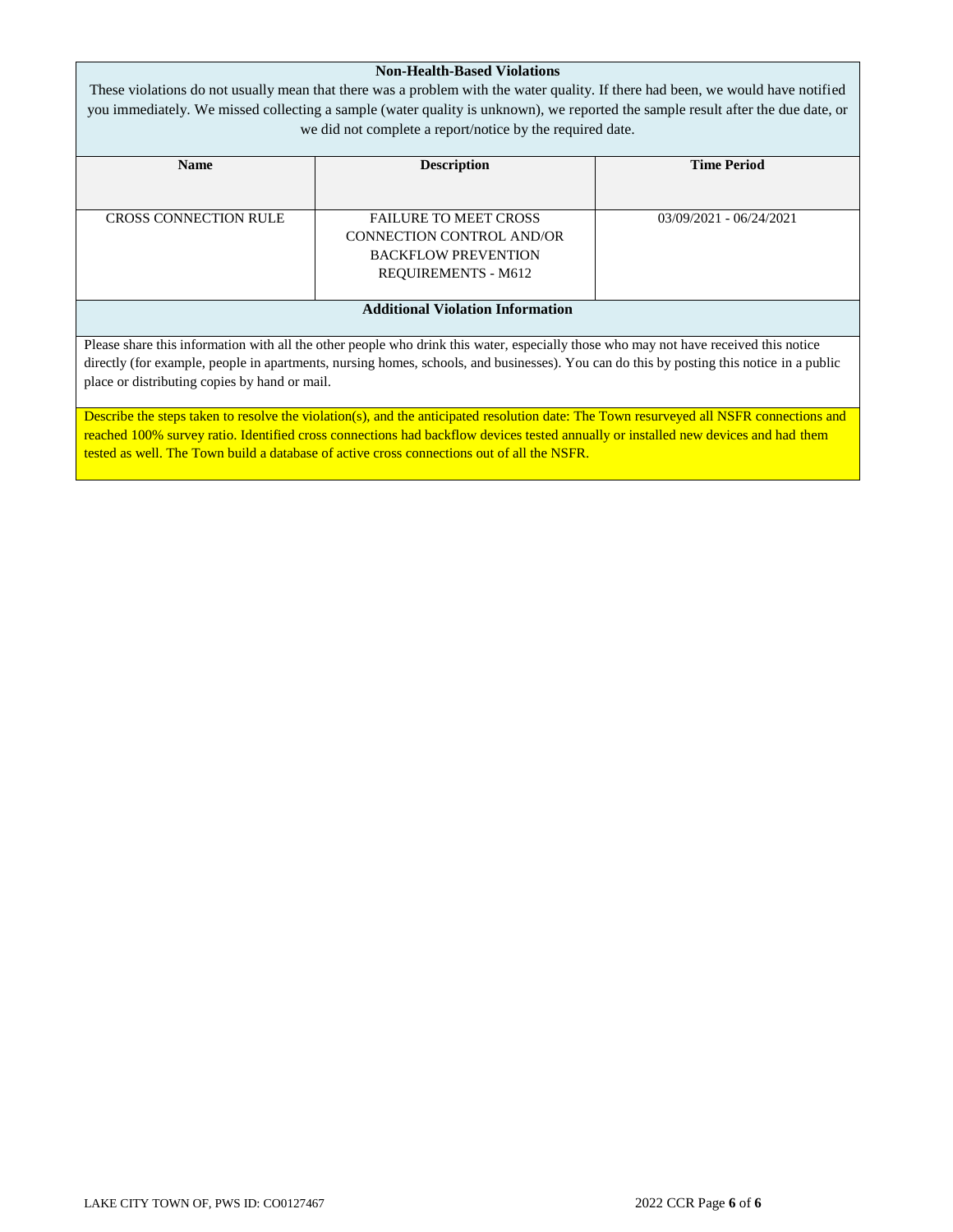## Non-Health-Based Violations

These violations do not usually mean that there was a problem with the water quality. If there had been, we would have notified you immediately. We missed collecting a sample (water quality is unknown), we reported the sample result after the due date, or we did not complete a report/notice by the required date.

| Name | Description | Time Period |
|---|---|---|
| CROSS CONNECTION RULE | FAILURE TO MEET CROSS CONNECTION CONTROL AND/OR BACKFLOW PREVENTION REQUIREMENTS - M612 | 03/09/2021 - 06/24/2021 |

### Additional Violation Information

Please share this information with all the other people who drink this water, especially those who may not have received this notice directly (for example, people in apartments, nursing homes, schools, and businesses). You can do this by posting this notice in a public place or distributing copies by hand or mail.

Describe the steps taken to resolve the violation(s), and the anticipated resolution date: The Town resurveyed all NSFR connections and reached 100% survey ratio. Identified cross connections had backflow devices tested annually or installed new devices and had them tested as well. The Town build a database of active cross connections out of all the NSFR.